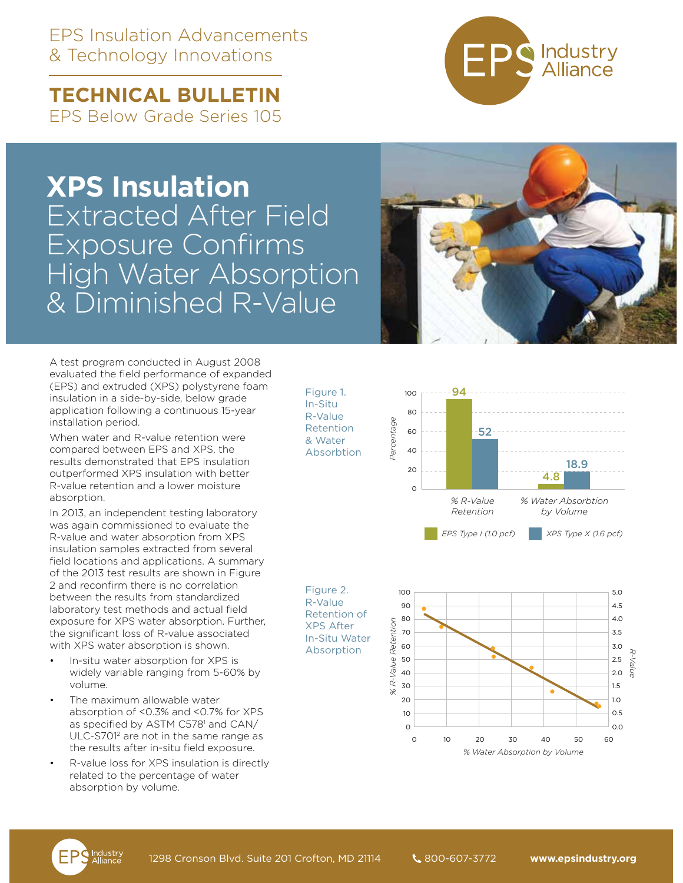EPS Insulation Advancements & Technology Innovations

# TECHNICAL BULLETIN

EPS Below Grade Series 105

# XPS Insulation Extracted After Field Exposure Confirms High Water Absorption & Diminished R-Value

A test program conducted in August 2008 evaluated the field performance of expanded (EPS) and extruded (XPS) polystyrene foam insulation in a side-by-side, below grade application following a continuous 15-year installation period.

When water and R-value retention were compared between EPS and XPS, the results demonstrated that EPS insulation outperformed XPS insulation with better R-value retention and a lower moisture absorption.

In 2013, an independent testing laboratory was again commissioned to evaluate the R-value and water absorption from XPS insulation samples extracted from several field locations and applications. A summary of the 2013 test results are shown in Figure 2 and reconfirm there is no correlation between the results from standardized laboratory test methods and actual field exposure for XPS water absorption. Further, the significant loss of R-value associated with XPS water absorption is shown.

- In-situ water absorption for XPS is widely variable ranging from 5-60% by volume.
- The maximum allowable water absorption of <0.3% and <0.7% for XPS as specified by ASTM C578[1] and CAN/ULC-S701[2] are not in the same range as the results after in-situ field exposure.
- R-value loss for XPS insulation is directly related to the percentage of water absorption by volume.

Figure 1. In-Situ R-Value Retention & Water Absorbtion

| Percentage | EPS Type I (1.0 pcf) | XPS Type X (1.6 pcf) |
|---|---|---|
| % R-Value Retention | 94 | 52 |
| % Water Absorbtion by Volume | 4.8 | 18.9 |

Figure 2. R-Value Retention of XPS After In-Situ Water Absorption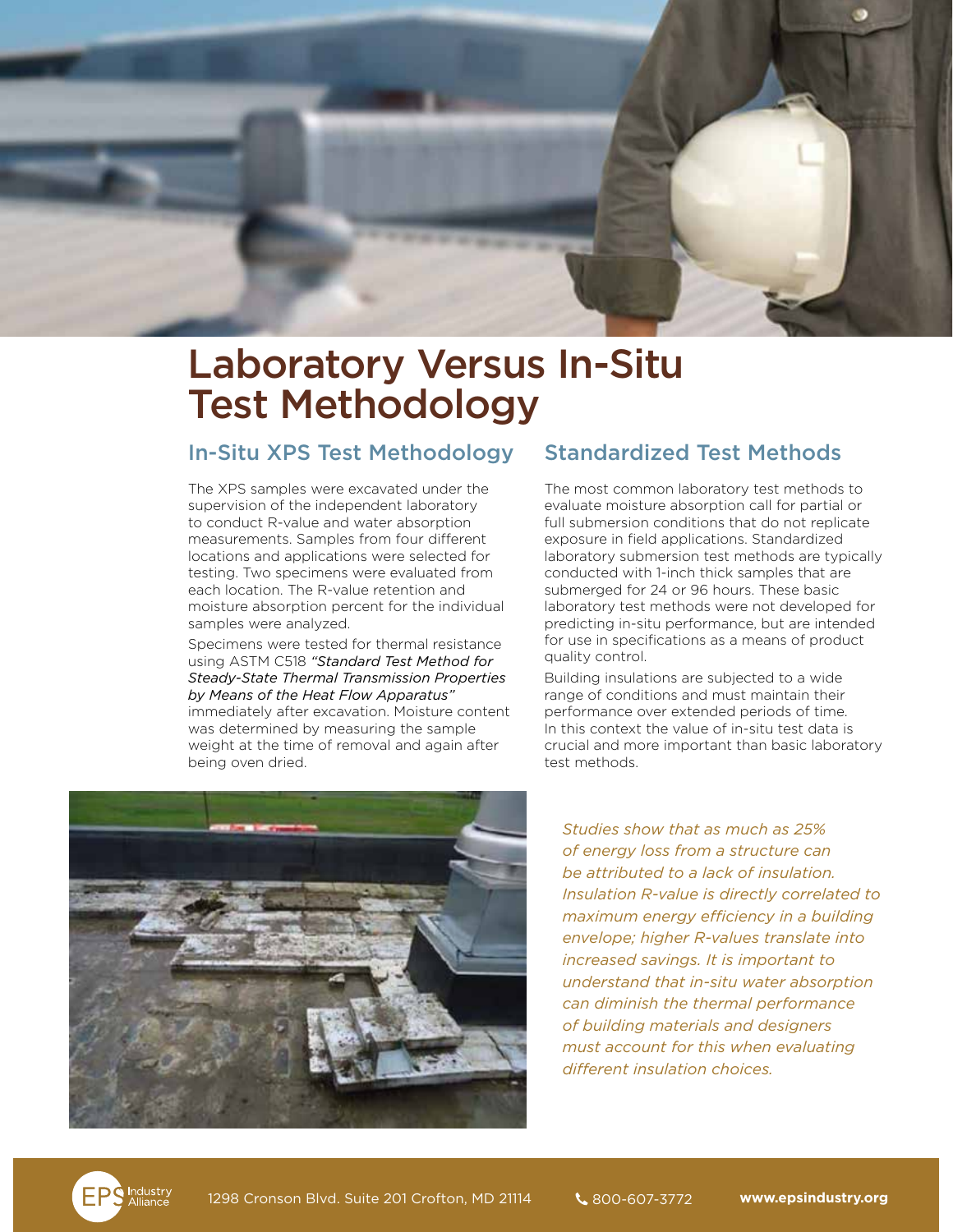# Laboratory Versus In-Situ Test Methodology

## In-Situ XPS Test Methodology

The XPS samples were excavated under the supervision of the independent laboratory to conduct R-value and water absorption measurements. Samples from four different locations and applications were selected for testing. Two specimens were evaluated from each location. The R-value retention and moisture absorption percent for the individual samples were analyzed.

Specimens were tested for thermal resistance using ASTM C518 *"Standard Test Method for Steady-State Thermal Transmission Properties by Means of the Heat Flow Apparatus"* immediately after excavation. Moisture content was determined by measuring the sample weight at the time of removal and again after being oven dried.

## Standardized Test Methods

The most common laboratory test methods to evaluate moisture absorption call for partial or full submersion conditions that do not replicate exposure in field applications. Standardized laboratory submersion test methods are typically conducted with 1-inch thick samples that are submerged for 24 or 96 hours. These basic laboratory test methods were not developed for predicting in-situ performance, but are intended for use in specifications as a means of product quality control.

Building insulations are subjected to a wide range of conditions and must maintain their performance over extended periods of time. In this context the value of in-situ test data is crucial and more important than basic laboratory test methods.

*Studies show that as much as 25% of energy loss from a structure can be attributed to a lack of insulation. Insulation R-value is directly correlated to maximum energy efficiency in a building envelope; higher R-values translate into increased savings. It is important to understand that in-situ water absorption can diminish the thermal performance of building materials and designers must account for this when evaluating different insulation choices.*

EPS Industry Alliance 1298 Cronson Blvd. Suite 201 Crofton, MD 21114 800-607-3772 **www.epsindustry.org**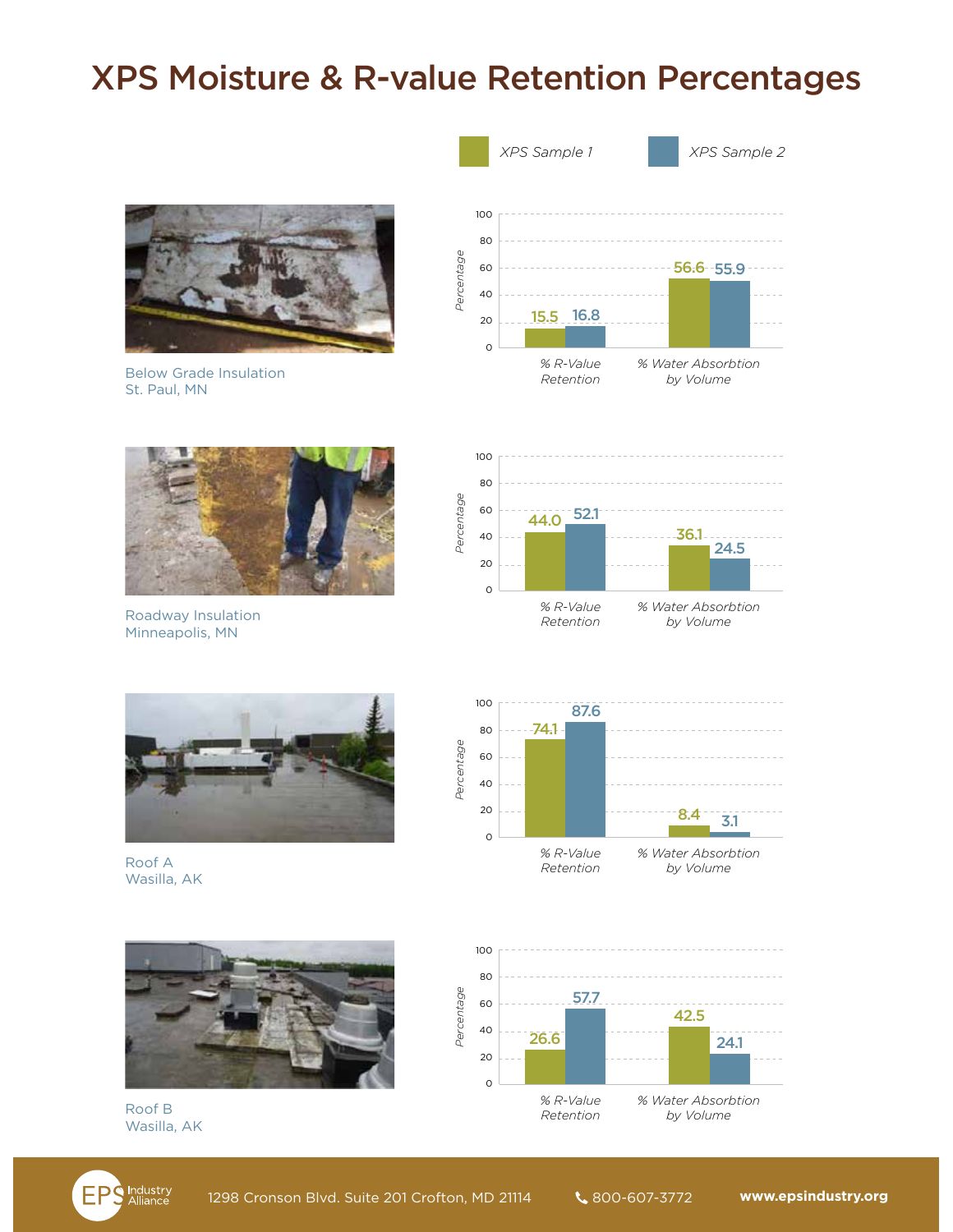# XPS Moisture & R-value Retention Percentages

Legend: XPS Sample 1 | XPS Sample 2

**Below Grade Insulation**
St. Paul, MN

| | XPS Sample 1 | XPS Sample 2 |
|---|---|---|
| % R-Value Retention | 15.5 | 16.8 |
| % Water Absorbtion by Volume | 56.6 | 55.9 |

**Roadway Insulation**
Minneapolis, MN

| | XPS Sample 1 | XPS Sample 2 |
|---|---|---|
| % R-Value Retention | 44.0 | 52.1 |
| % Water Absorbtion by Volume | 36.1 | 24.5 |

**Roof A**
Wasilla, AK

| | XPS Sample 1 | XPS Sample 2 |
|---|---|---|
| % R-Value Retention | 74.1 | 87.6 |
| % Water Absorbtion by Volume | 8.4 | 3.1 |

**Roof B**
Wasilla, AK

| | XPS Sample 1 | XPS Sample 2 |
|---|---|---|
| % R-Value Retention | 26.6 | 57.7 |
| % Water Absorbtion by Volume | 42.5 | 24.1 |

EPS Industry Alliance | 1298 Cronson Blvd. Suite 201 Crofton, MD 21114 | 800-607-3772 | www.epsindustry.org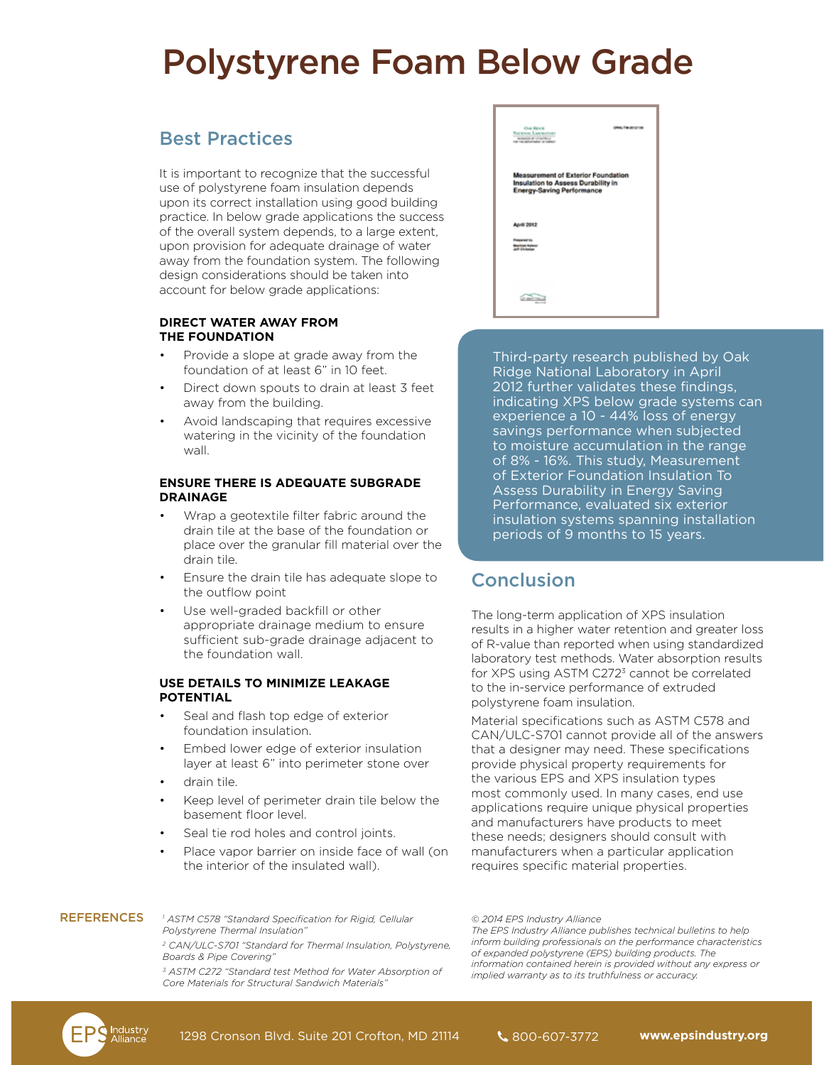# Polystyrene Foam Below Grade

## Best Practices

It is important to recognize that the successful use of polystyrene foam insulation depends upon its correct installation using good building practice. In below grade applications the success of the overall system depends, to a large extent, upon provision for adequate drainage of water away from the foundation system. The following design considerations should be taken into account for below grade applications:

**DIRECT WATER AWAY FROM THE FOUNDATION**

- Provide a slope at grade away from the foundation of at least 6" in 10 feet.
- Direct down spouts to drain at least 3 feet away from the building.
- Avoid landscaping that requires excessive watering in the vicinity of the foundation wall.

**ENSURE THERE IS ADEQUATE SUBGRADE DRAINAGE**

- Wrap a geotextile filter fabric around the drain tile at the base of the foundation or place over the granular fill material over the drain tile.
- Ensure the drain tile has adequate slope to the outflow point
- Use well-graded backfill or other appropriate drainage medium to ensure sufficient sub-grade drainage adjacent to the foundation wall.

**USE DETAILS TO MINIMIZE LEAKAGE POTENTIAL**

- Seal and flash top edge of exterior foundation insulation.
- Embed lower edge of exterior insulation layer at least 6" into perimeter stone over
- drain tile.
- Keep level of perimeter drain tile below the basement floor level.
- Seal tie rod holes and control joints.
- Place vapor barrier on inside face of wall (on the interior of the insulated wall).

Measurement of Exterior Foundation Insulation to Assess Durability in Energy-Saving Performance

April 2012

Third-party research published by Oak Ridge National Laboratory in April 2012 further validates these findings, indicating XPS below grade systems can experience a 10 - 44% loss of energy savings performance when subjected to moisture accumulation in the range of 8% - 16%. This study, Measurement of Exterior Foundation Insulation To Assess Durability in Energy Saving Performance, evaluated six exterior insulation systems spanning installation periods of 9 months to 15 years.

## Conclusion

The long-term application of XPS insulation results in a higher water retention and greater loss of R-value than reported when using standardized laboratory test methods. Water absorption results for XPS using ASTM C272[3] cannot be correlated to the in-service performance of extruded polystyrene foam insulation.

Material specifications such as ASTM C578 and CAN/ULC-S701 cannot provide all of the answers that a designer may need. These specifications provide physical property requirements for the various EPS and XPS insulation types most commonly used. In many cases, end use applications require unique physical properties and manufacturers have products to meet these needs; designers should consult with manufacturers when a particular application requires specific material properties.

**REFERENCES**

*[1] ASTM C578 "Standard Specification for Rigid, Cellular Polystyrene Thermal Insulation"*

*[2] CAN/ULC-S701 "Standard for Thermal Insulation, Polystyrene, Boards & Pipe Covering"*

*[3] ASTM C272 "Standard test Method for Water Absorption of Core Materials for Structural Sandwich Materials"*

*© 2014 EPS Industry Alliance*
*The EPS Industry Alliance publishes technical bulletins to help inform building professionals on the performance characteristics of expanded polystyrene (EPS) building products. The information contained herein is provided without any express or implied warranty as to its truthfulness or accuracy.*

EPS Industry Alliance 1298 Cronson Blvd. Suite 201 Crofton, MD 21114 800-607-3772 www.epsindustry.org